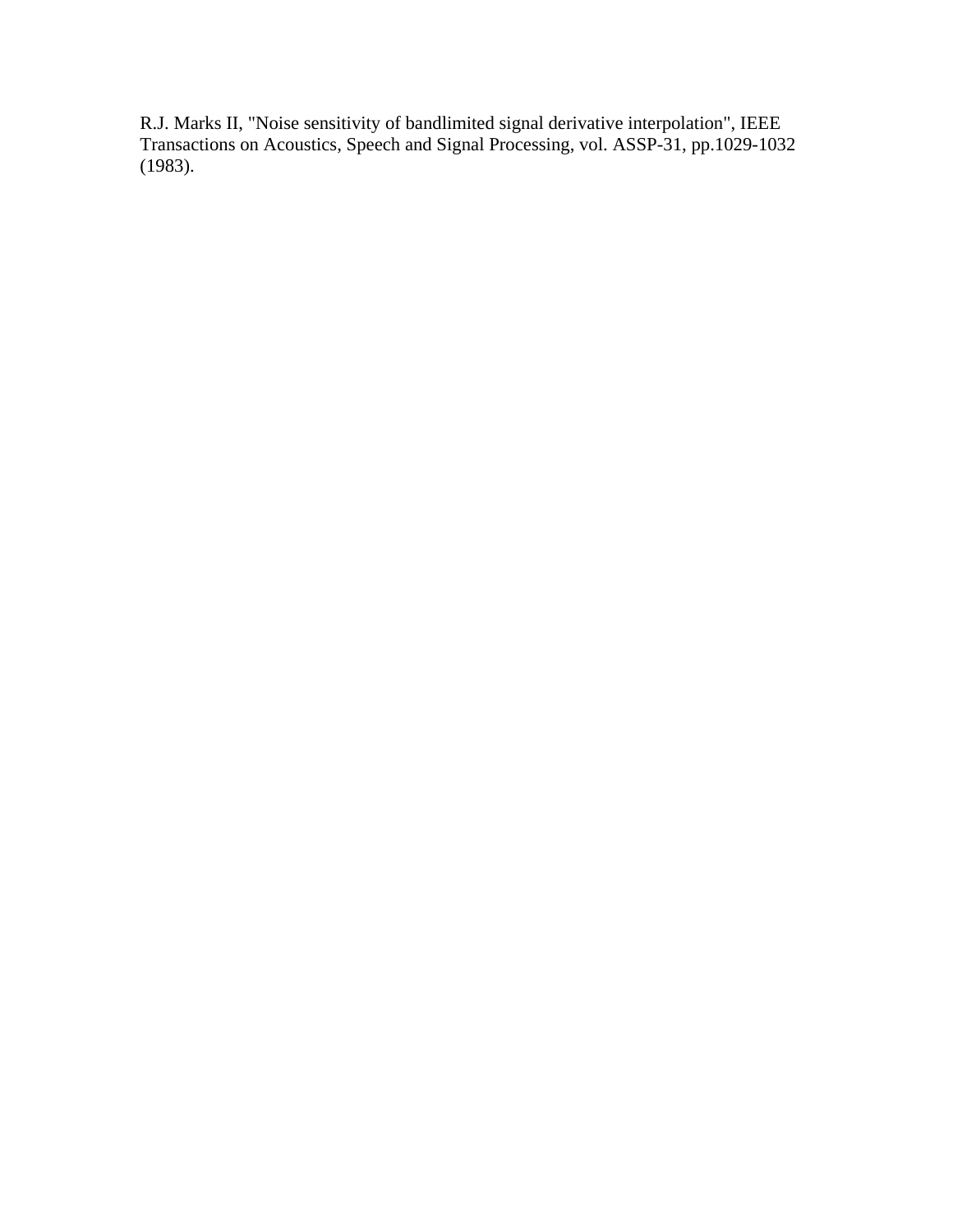R.J. Marks II, "Noise sensitivity of bandlimited signal derivative interpolation", IEEE Transactions on Acoustics, Speech and Signal Processing, vol. ASSP-31, pp.1029-1032 (1983).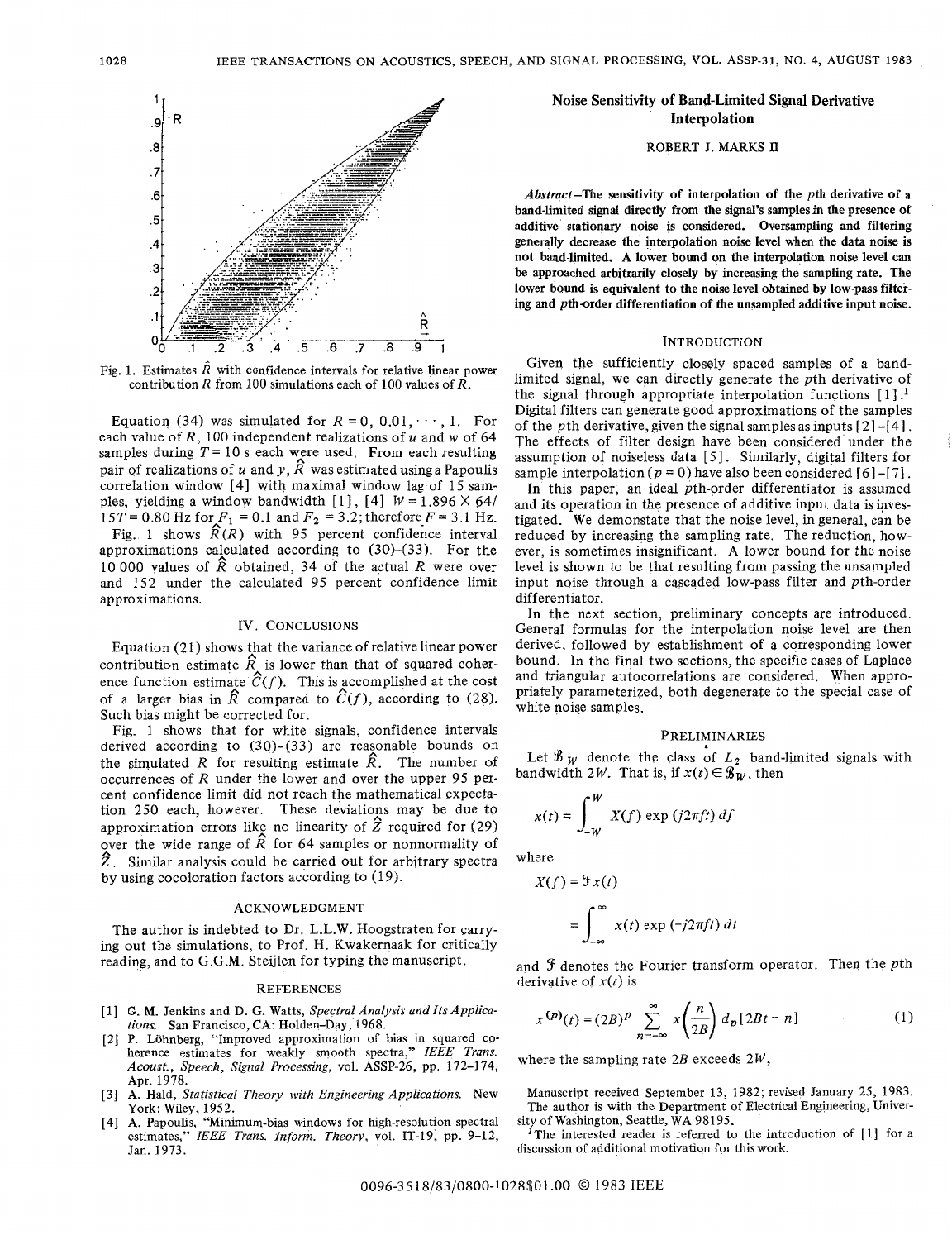1
.9 R
.8
.7
.6
.5
.4
.3
.2
.1
0
0 .1 .2 .3 .4 .5 .6 .7 .8 .9 1
$\hat{R}$

Fig. 1. Estimates $\hat{R}$ with confidence intervals for relative linear power contribution $R$ from 100 simulations each of 100 values of $R$.

Equation (34) was simulated for $R = 0, 0.01, \cdots, 1$. For each value of $R$, 100 independent realizations of $u$ and $w$ of 64 samples during $T = 10$ s each were used. From each resulting pair of realizations of $u$ and $y$, $\hat{R}$ was estimated using a Papoulis correlation window [4] with maximal window lag of 15 samples, yielding a window bandwidth [1], [4] $W = 1.896 \times 64/15T = 0.80$ Hz for $F_1 = 0.1$ and $F_2 = 3.2$; therefore $F = 3.1$ Hz.

Fig. 1 shows $\hat{R}(R)$ with 95 percent confidence interval approximations calculated according to (30)-(33). For the 10 000 values of $\hat{R}$ obtained, 34 of the actual $R$ were over and 152 under the calculated 95 percent confidence limit approximations.

## IV. Conclusions

Equation (21) shows that the variance of relative linear power contribution estimate $\hat{R}$ is lower than that of squared coherence function estimate $\hat{C}(f)$. This is accomplished at the cost of a larger bias in $\hat{R}$ compared to $\hat{C}(f)$, according to (28). Such bias might be corrected for.

Fig. 1 shows that for white signals, confidence intervals derived according to (30)-(33) are reasonable bounds on the simulated $R$ for resulting estimate $\hat{R}$. The number of occurrences of $R$ under the lower and over the upper 95 percent confidence limit did not reach the mathematical expectation 250 each, however. These deviations may be due to approximation errors like no linearity of $\hat{Z}$ required for (29) over the wide range of $\hat{R}$ for 64 samples or nonnormality of $\hat{Z}$. Similar analysis could be carried out for arbitrary spectra by using cocoloration factors according to (19).

## Acknowledgment

The author is indebted to Dr. L.L.W. Hoogstraten for carrying out the simulations, to Prof. H. Kwakernaak for critically reading, and to G.G.M. Steijlen for typing the manuscript.

## References

[1] G. M. Jenkins and D. G. Watts, *Spectral Analysis and Its Applications.* San Francisco, CA: Holden-Day, 1968.

[2] P. Löhnberg, "Improved approximation of bias in squared coherence estimates for weakly smooth spectra," *IEEE Trans. Acoust., Speech, Signal Processing*, vol. ASSP-26, pp. 172–174, Apr. 1978.

[3] A. Hald, *Statistical Theory with Engineering Applications.* New York: Wiley, 1952.

[4] A. Papoulis, "Minimum-bias windows for high-resolution spectral estimates," *IEEE Trans. Inform. Theory*, vol. IT-19, pp. 9–12, Jan. 1973.

# Noise Sensitivity of Band-Limited Signal Derivative Interpolation

ROBERT J. MARKS II

***Abstract*—The sensitivity of interpolation of the *p*th derivative of a band-limited signal directly from the signal's samples in the presence of additive stationary noise is considered. Oversampling and filtering generally decrease the interpolation noise level when the data noise is not band-limited. A lower bound on the interpolation noise level can be approached arbitrarily closely by increasing the sampling rate. The lower bound is equivalent to the noise level obtained by low-pass filtering and *p*th-order differentiation of the unsampled additive input noise.**

## Introduction

Given the sufficiently closely spaced samples of a band-limited signal, we can directly generate the $p$th derivative of the signal through appropriate interpolation functions [1].[1] Digital filters can generate good approximations of the samples of the $p$th derivative, given the signal samples as inputs [2]–[4]. The effects of filter design have been considered under the assumption of noiseless data [5]. Similarly, digital filters for sample interpolation ($p = 0$) have also been considered [6]–[7].

In this paper, an ideal $p$th-order differentiator is assumed and its operation in the presence of additive input data is investigated. We demonstrate that the noise level, in general, can be reduced by increasing the sampling rate. The reduction, however, is sometimes insignificant. A lower bound for the noise level is shown to be that resulting from passing the unsampled input noise through a cascaded low-pass filter and $p$th-order differentiator.

In the next section, preliminary concepts are introduced. General formulas for the interpolation noise level are then derived, followed by establishment of a corresponding lower bound. In the final two sections, the specific cases of Laplace and triangular autocorrelations are considered. When appropriately parameterized, both degenerate to the special case of white noise samples.

## Preliminaries

Let $\mathcal{B}_W$ denote the class of $L_2$ band-limited signals with bandwidth $2W$. That is, if $x(t) \in \mathcal{B}_W$, then

$$x(t) = \int_{-W}^{W} X(f) \exp(j2\pi ft)\, df$$

where

$$X(f) = \mathcal{F}x(t)$$

$$= \int_{-\infty}^{\infty} x(t) \exp(-j2\pi ft)\, dt$$

and $\mathcal{F}$ denotes the Fourier transform operator. Then the $p$th derivative of $x(t)$ is

$$x^{(p)}(t) = (2B)^p \sum_{n=-\infty}^{\infty} x\left(\frac{n}{2B}\right) d_p[2Bt - n] \tag{1}$$

where the sampling rate $2B$ exceeds $2W$,

Manuscript received September 13, 1982; revised January 25, 1983.

The author is with the Department of Electrical Engineering, University of Washington, Seattle, WA 98195.

[1] The interested reader is referred to the introduction of [1] for a discussion of additional motivation for this work.

0096-3518/83/0800-1028$01.00 © 1983 IEEE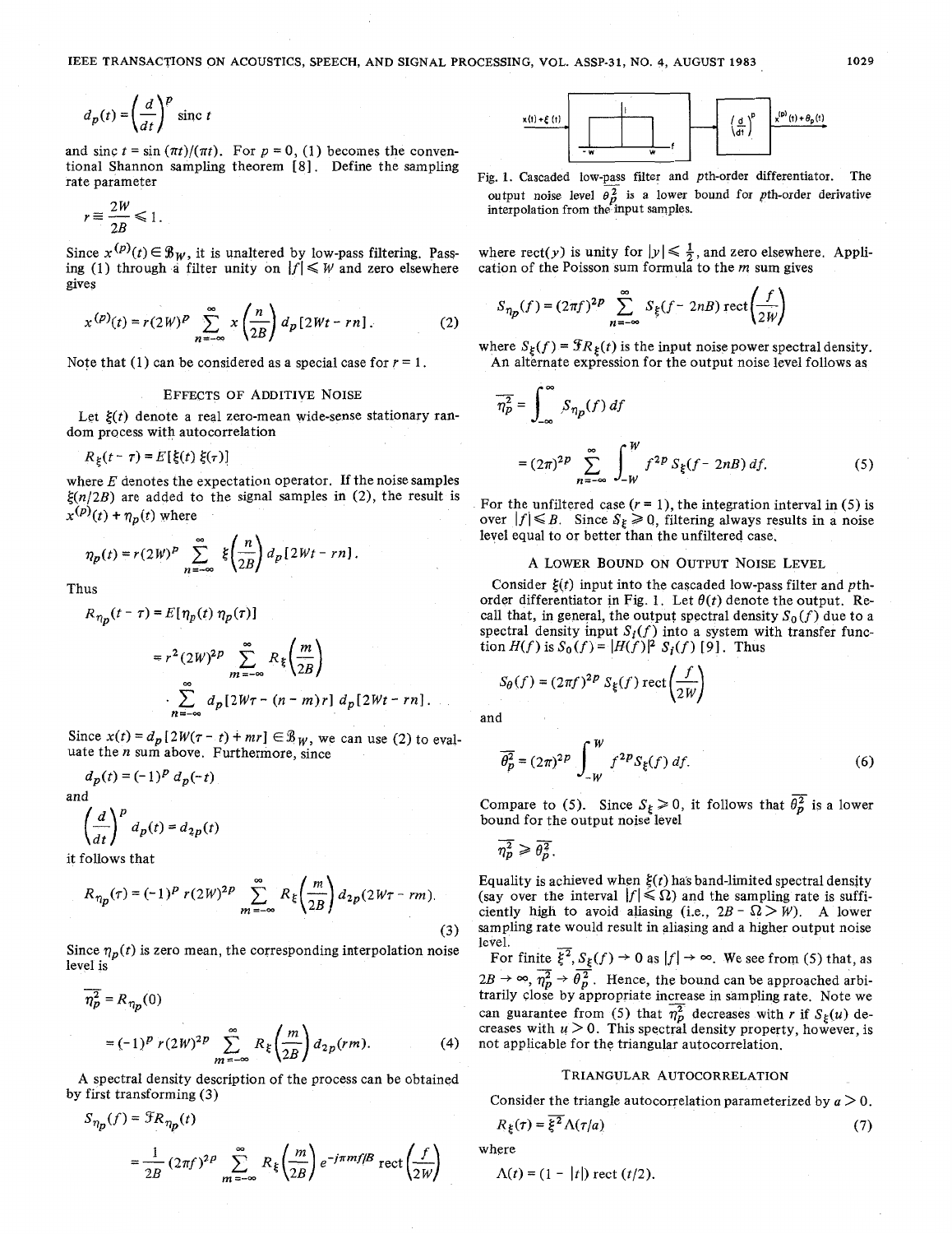$$d_p(t) = \left(\frac{d}{dt}\right)^p \text{sinc } t$$

and sinc $t = \sin(\pi t)/(\pi t)$. For $p = 0$, (1) becomes the conventional Shannon sampling theorem [8]. Define the sampling rate parameter

$$r \equiv \frac{2W}{2B} \leqslant 1.$$

Since $x^{(p)}(t) \in \mathcal{B}_W$, it is unaltered by low-pass filtering. Passing (1) through a filter unity on $|f| \leqslant W$ and zero elsewhere gives

$$x^{(p)}(t) = r(2W)^p \sum_{n=-\infty}^{\infty} x\left(\frac{n}{2B}\right) d_p[2Wt - rn]. \tag{2}$$

Note that (1) can be considered as a special case for $r = 1$.

## Effects of Additive Noise

Let $\xi(t)$ denote a real zero-mean wide-sense stationary random process with autocorrelation

$$R_\xi(t - \tau) = E[\xi(t)\, \xi(\tau)]$$

where $E$ denotes the expectation operator. If the noise samples $\xi(n/2B)$ are added to the signal samples in (2), the result is $x^{(p)}(t) + \eta_p(t)$ where

$$\eta_p(t) = r(2W)^p \sum_{n=-\infty}^{\infty} \xi\left(\frac{n}{2B}\right) d_p[2Wt - rn].$$

Thus

$$R_{\eta_p}(t - \tau) = E[\eta_p(t)\, \eta_p(\tau)]$$

$$= r^2 (2W)^{2p} \sum_{m=-\infty}^{\infty} R_\xi\left(\frac{m}{2B}\right) \cdot \sum_{n=-\infty}^{\infty} d_p[2W\tau - (n - m)r]\, d_p[2Wt - rn].$$

Since $x(t) = d_p[2W(\tau - t) + mr] \in \mathcal{B}_W$, we can use (2) to evaluate the $n$ sum above. Furthermore, since

$$d_p(t) = (-1)^p d_p(-t)$$

and

$$\left(\frac{d}{dt}\right)^p d_p(t) = d_{2p}(t)$$

it follows that

$$R_{\eta_p}(\tau) = (-1)^p r(2W)^{2p} \sum_{m=-\infty}^{\infty} R_\xi\left(\frac{m}{2B}\right) d_{2p}(2W\tau - rm). \tag{3}$$

Since $\eta_p(t)$ is zero mean, the corresponding interpolation noise level is

$$\overline{\eta_p^2} = R_{\eta_p}(0)$$

$$= (-1)^p r(2W)^{2p} \sum_{m=-\infty}^{\infty} R_\xi\left(\frac{m}{2B}\right) d_{2p}(rm). \tag{4}$$

A spectral density description of the process can be obtained by first transforming (3)

$$S_{\eta_p}(f) = \mathcal{F} R_{\eta_p}(t)$$

$$= \frac{1}{2B} (2\pi f)^{2p} \sum_{m=-\infty}^{\infty} R_\xi\left(\frac{m}{2B}\right) e^{-j\pi m f/B} \,\text{rect}\left(\frac{f}{2W}\right)$$

Fig. 1. Cascaded low-pass filter and $p$th-order differentiator. The output noise level $\overline{\theta_p^2}$ is a lower bound for $p$th-order derivative interpolation from the input samples.

where rect$(y)$ is unity for $|y| \leqslant \frac{1}{2}$, and zero elsewhere. Application of the Poisson sum formula to the $m$ sum gives

$$S_{\eta_p}(f) = (2\pi f)^{2p} \sum_{n=-\infty}^{\infty} S_\xi(f - 2nB)\, \text{rect}\left(\frac{f}{2W}\right)$$

where $S_\xi(f) = \mathcal{F} R_\xi(t)$ is the input noise power spectral density. An alternate expression for the output noise level follows as

$$\overline{\eta_p^2} = \int_{-\infty}^{\infty} S_{\eta_p}(f)\, df$$

$$= (2\pi)^{2p} \sum_{n=-\infty}^{\infty} \int_{-W}^{W} f^{2p} S_\xi(f - 2nB)\, df. \tag{5}$$

For the unfiltered case ($r = 1$), the integration interval in (5) is over $|f| \leqslant B$. Since $S_\xi \geqslant 0$, filtering always results in a noise level equal to or better than the unfiltered case.

## A Lower Bound on Output Noise Level

Consider $\xi(t)$ input into the cascaded low-pass filter and $p$th-order differentiator in Fig. 1. Let $\theta(t)$ denote the output. Recall that, in general, the output spectral density $S_O(f)$ due to a spectral density input $S_I(f)$ into a system with transfer function $H(f)$ is $S_O(f) = |H(f)|^2 S_I(f)$ [9]. Thus

$$S_\theta(f) = (2\pi f)^{2p} S_\xi(f)\, \text{rect}\left(\frac{f}{2W}\right)$$

and

$$\overline{\theta_p^2} = (2\pi)^{2p} \int_{-W}^{W} f^{2p} S_\xi(f)\, df. \tag{6}$$

Compare to (5). Since $S_\xi \geqslant 0$, it follows that $\overline{\theta_p^2}$ is a lower bound for the output noise level

$$\overline{\eta_p^2} \geqslant \overline{\theta_p^2}.$$

Equality is achieved when $\xi(t)$ has band-limited spectral density (say over the interval $|f| \leqslant \Omega$) and the sampling rate is sufficiently high to avoid aliasing (i.e., $2B - \Omega > W$). A lower sampling rate would result in aliasing and a higher output noise level.

For finite $\overline{\xi^2}$, $S_\xi(f) \to 0$ as $|f| \to \infty$. We see from (5) that, as $2B \to \infty$, $\overline{\eta_p^2} \to \overline{\theta_p^2}$. Hence, the bound can be approached arbitrarily close by appropriate increase in sampling rate. Note we can guarantee from (5) that $\overline{\eta_p^2}$ decreases with $r$ if $S_\xi(u)$ decreases with $u > 0$. This spectral density property, however, is not applicable for the triangular autocorrelation.

## Triangular Autocorrelation

Consider the triangle autocorrelation parameterized by $a > 0$.

$$R_\xi(\tau) = \overline{\xi^2}\, \Lambda(\tau/a) \tag{7}$$

where

$$\Lambda(t) = (1 - |t|)\, \text{rect}(t/2).$$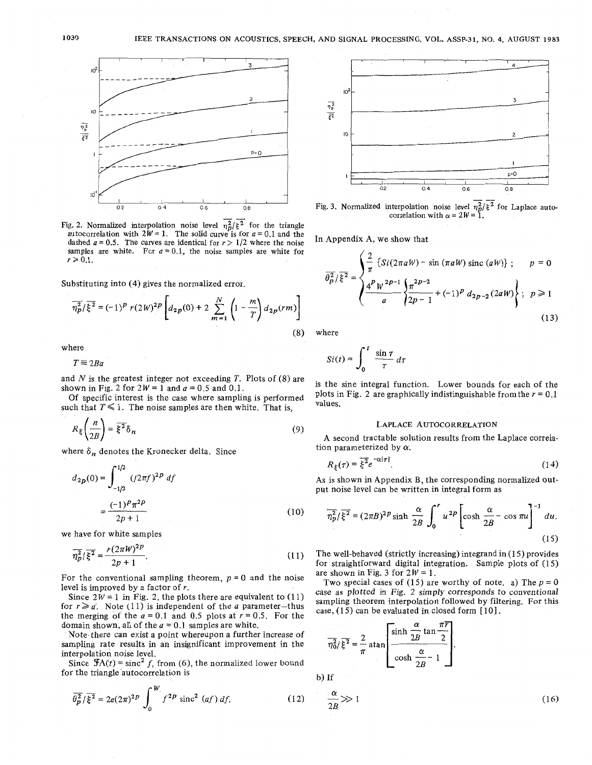10^2

3

10

2

$\overline{\eta_p^2}/\overline{\xi^2}$

1

1

P=0

10^-1

0.2 0.4 0.6 0.8

Fig. 2. Normalized interpolation noise level $\overline{\eta_p^2}/\overline{\xi^2}$ for the triangle autocorrelation with $2W = 1$. The solid curve is for $a = 0.1$ and the dashed $a = 0.5$. The curves are identical for $r > 1/2$ where the noise samples are white. For $a = 0.1$, the noise samples are white for $r \geq 0.1$.

Substituting into (4) gives the normalized error.

$$\overline{\eta_p^2}/\overline{\xi^2} = (-1)^p \, r(2W)^{2p} \left[ d_{2p}(0) + 2 \sum_{m=1}^{N} \left(1 - \frac{m}{T}\right) d_{2p}(rm) \right] \tag{8}$$

where

$$T \equiv 2Ba$$

and $N$ is the greatest integer not exceeding $T$. Plots of (8) are shown in Fig. 2 for $2W = 1$ and $a = 0.5$ and 0.1.

Of specific interest is the case where sampling is performed such that $T \leq 1$. The noise samples are then white. That is,

$$R_\xi\left(\frac{n}{2B}\right) = \overline{\xi^2} \delta_n \tag{9}$$

where $\delta_n$ denotes the Kronecker delta. Since

$$d_{2p}(0) = \int_{-1/2}^{1/2} (j2\pi f)^{2p} \, df = \frac{(-1)^p \pi^{2p}}{2p+1} \tag{10}$$

we have for white samples

$$\overline{\eta_p^2}/\overline{\xi^2} = \frac{r(2\pi W)^{2p}}{2p+1}. \tag{11}$$

For the conventional sampling theorem, $p = 0$ and the noise level is improved by a factor of $r$.

Since $2W = 1$ in Fig. 2, the plots there are equivalent to (11) for $r \geq a$. Note (11) is independent of the $a$ parameter—thus the merging of the $a = 0.1$ and 0.5 plots at $r = 0.5$. For the domain shown, all of the $a = 0.1$ samples are white.

Note there can exist a point whereupon a further increase of sampling rate results in an insignificant improvement in the interpolation noise level.

Since $\mathcal{F}\Lambda(t) = \text{sinc}^2 f$, from (6), the normalized lower bound for the triangle autocorrelation is

$$\overline{\theta_p^2}/\overline{\xi^2} = 2a(2\pi)^{2p} \int_0^W f^{2p} \, \text{sinc}^2 (af) \, df. \tag{12}$$

4

10^2

3

$\overline{\eta_p^2}/\overline{\xi^2}$

10

2

1

1

p=0

0.2 0.4 0.6 0.8

Fig. 3. Normalized interpolation noise level $\overline{\eta_p^2}/\overline{\xi^2}$ for Laplace autocorrelation with $\alpha = 2W = 1$.

In Appendix A, we show that

$$\overline{\theta_p^2}/\overline{\xi^2} = \begin{cases} \dfrac{2}{\pi} \{Si(2\pi a W) - \sin(\pi a W) \, \text{sinc}(aW)\}; & p = 0 \\[2ex] \dfrac{4^p W^{2p-1}}{a} \left\{ \dfrac{\pi^{2p-2}}{2p-1} + (-1)^p d_{2p-2}(2aW) \right\}; & p \geq 1 \end{cases} \tag{13}$$

where

$$Si(t) = \int_0^t \frac{\sin \tau}{\tau} \, d\tau$$

is the sine integral function. Lower bounds for each of the plots in Fig. 2 are graphically indistinguishable from the $r = 0.1$ values.

## Laplace Autocorrelation

A second tractable solution results from the Laplace correlation parameterized by $\alpha$.

$$R_\xi(\tau) = \overline{\xi^2} e^{-\alpha|\tau|}. \tag{14}$$

As is shown in Appendix B, the corresponding normalized output noise level can be written in integral form as

$$\overline{\eta_p^2}/\overline{\xi^2} = (2\pi B)^{2p} \sinh \frac{\alpha}{2B} \int_0^r u^{2p} \left[ \cosh \frac{\alpha}{2B} - \cos \pi u \right]^{-1} du. \tag{15}$$

The well-behaved (strictly increasing) integrand in (15) provides for straightforward digital integration. Sample plots of (15) are shown in Fig. 3 for $2W = 1$.

Two special cases of (15) are worthy of note. a) The $p = 0$ case as plotted in Fig. 2 simply corresponds to conventional sampling theorem interpolation followed by filtering. For this case, (15) can be evaluated in closed form [10].

$$\overline{\eta_0^2}/\overline{\xi^2} = \frac{2}{\pi} \, \text{atan} \left[ \frac{\sinh \dfrac{\alpha}{2B} \tan \dfrac{\pi r}{2}}{\cosh \dfrac{\alpha}{2B} - 1} \right].$$

b) If

$$\frac{\alpha}{2B} \gg 1 \tag{16}$$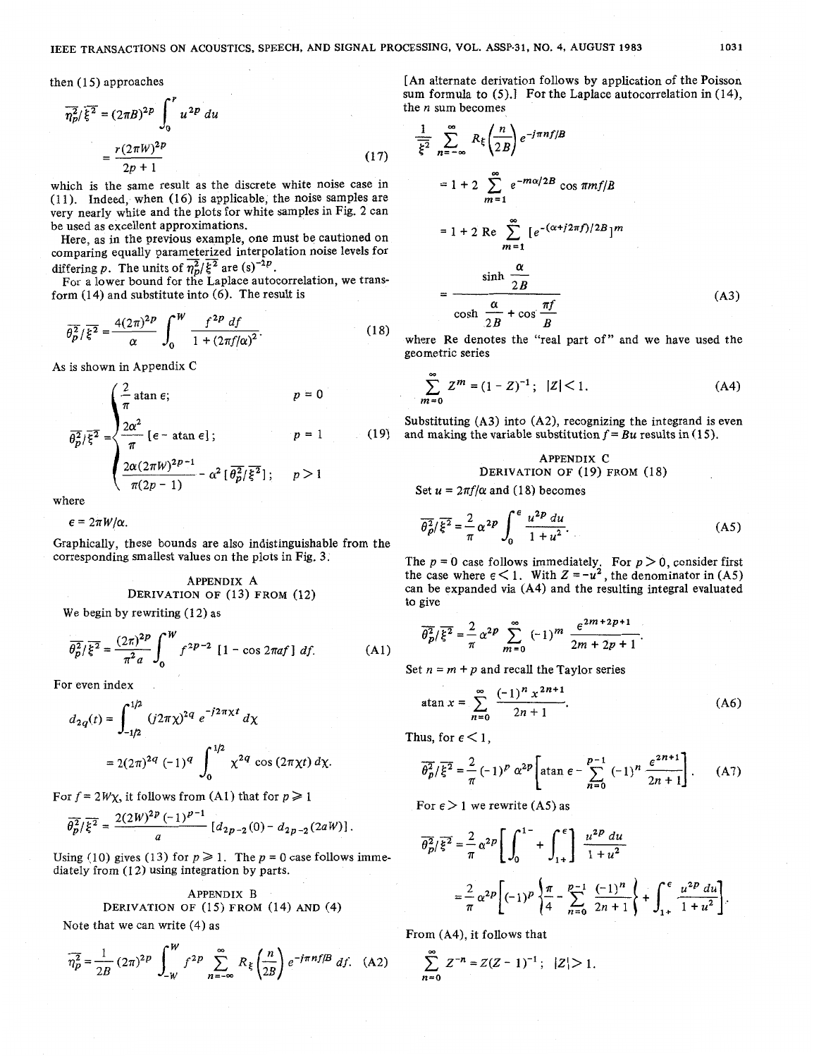then (15) approaches

$$\overline{\eta_p^2}/\overline{\xi^2} = (2\pi B)^{2p} \int_0^r u^{2p}\, du$$

$$= \frac{r(2\pi W)^{2p}}{2p+1} \tag{17}$$

which is the same result as the discrete white noise case in (11). Indeed, when (16) is applicable, the noise samples are very nearly white and the plots for white samples in Fig. 2 can be used as excellent approximations.

Here, as in the previous example, one must be cautioned on comparing equally parameterized interpolation noise levels for differing $p$. The units of $\overline{\eta_p^2}/\overline{\xi^2}$ are $(s)^{-2p}$.

For a lower bound for the Laplace autocorrelation, we transform (14) and substitute into (6). The result is

$$\overline{\theta_p^2}/\overline{\xi^2} = \frac{4(2\pi)^{2p}}{\alpha} \int_0^W \frac{f^{2p}\, df}{1 + (2\pi f/\alpha)^2}. \tag{18}$$

As is shown in Appendix C

$$\overline{\theta_p^2}/\overline{\xi^2} = \begin{cases} \dfrac{2}{\pi} \operatorname{atan} \epsilon; & p = 0 \\[2ex] \dfrac{2\alpha^2}{\pi} [\epsilon - \operatorname{atan} \epsilon]; & p = 1 \\[2ex] \dfrac{2\alpha(2\pi W)^{2p-1}}{\pi(2p-1)} - \alpha^2 [\overline{\theta_p^2}/\overline{\xi^2}]; & p > 1 \end{cases} \tag{19}$$

where

$$\epsilon = 2\pi W/\alpha.$$

Graphically, these bounds are also indistinguishable from the corresponding smallest values on the plots in Fig. 3.

## Appendix A
## Derivation of (13) from (12)

We begin by rewriting (12) as

$$\overline{\theta_p^2}/\overline{\xi^2} = \frac{(2\pi)^{2p}}{\pi^2 a} \int_0^W f^{2p-2} [1 - \cos 2\pi a f]\, df. \tag{A1}$$

For even index

$$d_{2q}(t) = \int_{-1/2}^{1/2} (j2\pi\chi)^{2q} e^{-j2\pi\chi t}\, d\chi$$

$$= 2(2\pi)^{2q} (-1)^q \int_0^{1/2} \chi^{2q} \cos(2\pi\chi t)\, d\chi.$$

For $f = 2W\chi$, it follows from (A1) that for $p \geq 1$

$$\overline{\theta_p^2}/\overline{\xi^2} = \frac{2(2W)^{2p}(-1)^{p-1}}{a} [d_{2p-2}(0) - d_{2p-2}(2aW)].$$

Using (10) gives (13) for $p \geq 1$. The $p = 0$ case follows immediately from (12) using integration by parts.

## Appendix B
## Derivation of (15) from (14) and (4)

Note that we can write (4) as

$$\overline{\eta_p^2} = \frac{1}{2B}(2\pi)^{2p} \int_{-W}^{W} f^{2p} \sum_{n=-\infty}^{\infty} R_\xi\left(\frac{n}{2B}\right) e^{-j\pi n f/B}\, df. \tag{A2}$$

[An alternate derivation follows by application of the Poisson sum formula to (5).] For the Laplace autocorrelation in (14), the $n$ sum becomes

$$\frac{1}{\overline{\xi^2}} \sum_{n=-\infty}^{\infty} R_\xi\left(\frac{n}{2B}\right) e^{-j\pi n f/B}$$

$$= 1 + 2 \sum_{m=1}^{\infty} e^{-m\alpha/2B} \cos \pi m f/B$$

$$= 1 + 2 \operatorname{Re} \sum_{m=1}^{\infty} [e^{-(\alpha + j2\pi f)/2B}]^m$$

$$= \frac{\sinh \dfrac{\alpha}{2B}}{\cosh \dfrac{\alpha}{2B} + \cos \dfrac{\pi f}{B}} \tag{A3}$$

where Re denotes the "real part of" and we have used the geometric series

$$\sum_{m=0}^{\infty} Z^m = (1 - Z)^{-1}; \quad |Z| < 1. \tag{A4}$$

Substituting (A3) into (A2), recognizing the integrand is even and making the variable substitution $f = Bu$ results in (15).

## Appendix C
## Derivation of (19) from (18)

Set $u = 2\pi f/\alpha$ and (18) becomes

$$\overline{\theta_p^2}/\overline{\xi^2} = \frac{2}{\pi} \alpha^{2p} \int_0^\epsilon \frac{u^{2p}\, du}{1 + u^2}. \tag{A5}$$

The $p = 0$ case follows immediately. For $p > 0$, consider first the case where $\epsilon < 1$. With $Z = -u^2$, the denominator in (A5) can be expanded via (A4) and the resulting integral evaluated to give

$$\overline{\theta_p^2}/\overline{\xi^2} = \frac{2}{\pi} \alpha^{2p} \sum_{m=0}^{\infty} (-1)^m \frac{\epsilon^{2m+2p+1}}{2m + 2p + 1}.$$

Set $n = m + p$ and recall the Taylor series

$$\operatorname{atan} x = \sum_{n=0}^{\infty} \frac{(-1)^n x^{2n+1}}{2n+1}. \tag{A6}$$

Thus, for $\epsilon < 1$,

$$\overline{\theta_p^2}/\overline{\xi^2} = \frac{2}{\pi} (-1)^p \alpha^{2p} \left[\operatorname{atan} \epsilon - \sum_{n=0}^{p-1} (-1)^n \frac{\epsilon^{2n+1}}{2n+1}\right]. \tag{A7}$$

For $\epsilon > 1$ we rewrite (A5) as

$$\overline{\theta_p^2}/\overline{\xi^2} = \frac{2}{\pi} \alpha^{2p} \left[\int_0^{1^-} + \int_{1^+}^{\epsilon}\right] \frac{u^{2p}\, du}{1 + u^2}$$

$$= \frac{2}{\pi} \alpha^{2p} \left[(-1)^p \left\{\frac{\pi}{4} - \sum_{n=0}^{p-1} \frac{(-1)^n}{2n+1}\right\} + \int_{1^+}^{\epsilon} \frac{u^{2p}\, du}{1 + u^2}\right].$$

From (A4), it follows that

$$\sum_{n=0}^{\infty} Z^{-n} = Z(Z - 1)^{-1}; \quad |Z| > 1.$$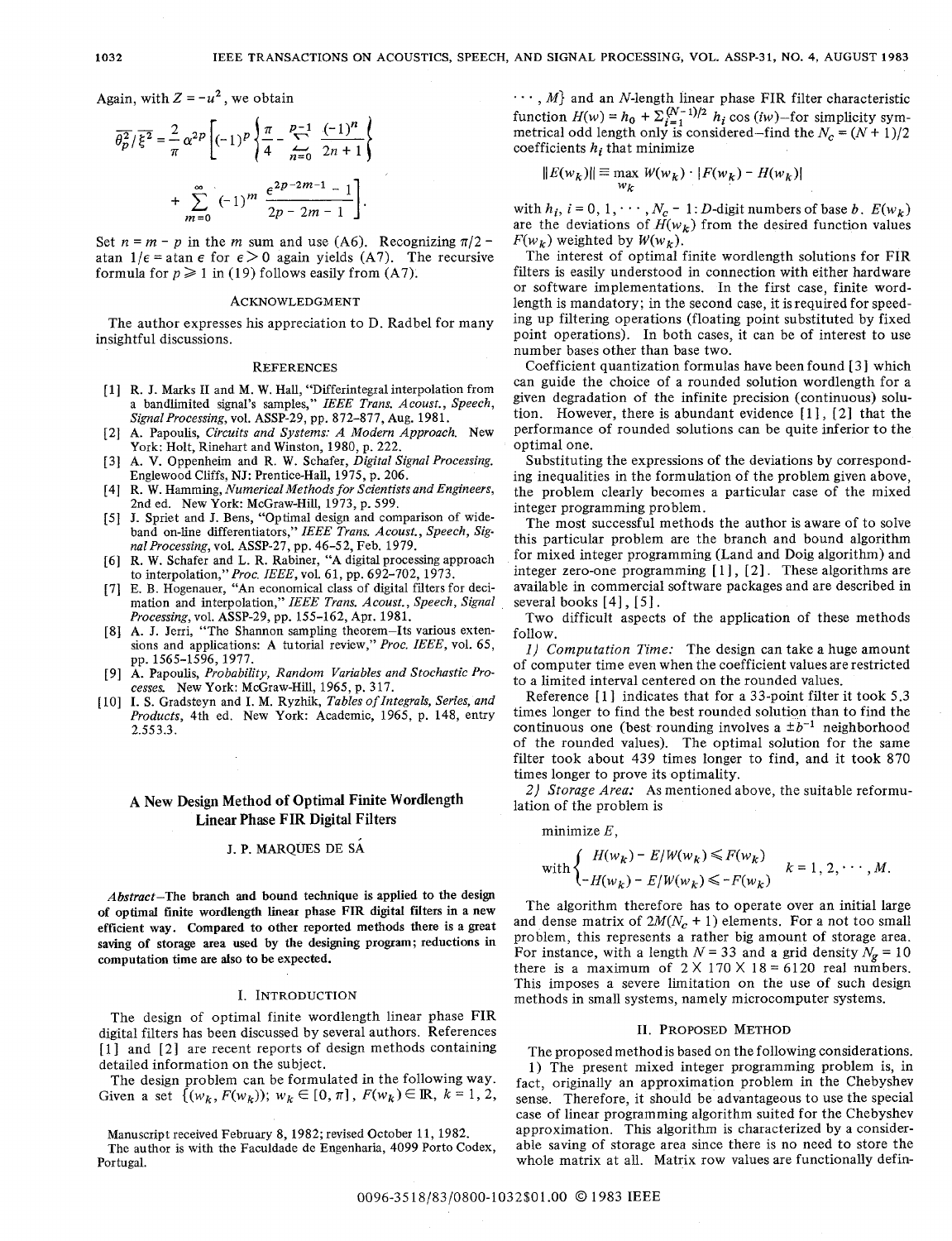Again, with $Z = -u^2$, we obtain

$$\overline{\theta_p^2}/\overline{\xi^2} = \frac{2}{\pi}\alpha^{2p}\left[(-1)^p\left\{\frac{\pi}{4} - \sum_{n=0}^{p-1}\frac{(-1)^n}{2n+1}\right\} + \sum_{m=0}^{\infty}(-1)^m\frac{\epsilon^{2p-2m-1}-1}{2p-2m-1}\right].$$

Set $n = m - p$ in the $m$ sum and use (A6). Recognizing $\pi/2 - \text{atan } 1/\epsilon = \text{atan } \epsilon$ for $\epsilon > 0$ again yields (A7). The recursive formula for $p \geq 1$ in (19) follows easily from (A7).

## Acknowledgment

The author expresses his appreciation to D. Radbel for many insightful discussions.

## References

[1] R. J. Marks II and M. W. Hall, "Differintegral interpolation from a bandlimited signal's samples," *IEEE Trans. Acoust., Speech, Signal Processing*, vol. ASSP-29, pp. 872-877, Aug. 1981.

[2] A. Papoulis, *Circuits and Systems: A Modern Approach*. New York: Holt, Rinehart and Winston, 1980, p. 222.

[3] A. V. Oppenheim and R. W. Schafer, *Digital Signal Processing*. Englewood Cliffs, NJ: Prentice-Hall, 1975, p. 206.

[4] R. W. Hamming, *Numerical Methods for Scientists and Engineers*, 2nd ed. New York: McGraw-Hill, 1973, p. 599.

[5] J. Spriet and J. Bens, "Optimal design and comparison of wide-band on-line differentiators," *IEEE Trans. Acoust., Speech, Signal Processing*, vol. ASSP-27, pp. 46-52, Feb. 1979.

[6] R. W. Schafer and L. R. Rabiner, "A digital processing approach to interpolation," *Proc. IEEE*, vol. 61, pp. 692-702, 1973.

[7] E. B. Hogenauer, "An economical class of digital filters for decimation and interpolation," *IEEE Trans. Acoust., Speech, Signal Processing*, vol. ASSP-29, pp. 155-162, Apr. 1981.

[8] A. J. Jerri, "The Shannon sampling theorem—Its various extensions and applications: A tutorial review," *Proc. IEEE*, vol. 65, pp. 1565-1596, 1977.

[9] A. Papoulis, *Probability, Random Variables and Stochastic Processes*. New York: McGraw-Hill, 1965, p. 317.

[10] I. S. Gradsteyn and I. M. Ryzhik, *Tables of Integrals, Series, and Products*, 4th ed. New York: Academic, 1965, p. 148, entry 2.553.3.

# A New Design Method of Optimal Finite Wordlength Linear Phase FIR Digital Filters

J. P. MARQUES DE SÁ

***Abstract*—The branch and bound technique is applied to the design of optimal finite wordlength linear phase FIR digital filters in a new efficient way. Compared to other reported methods there is a great saving of storage area used by the designing program; reductions in computation time are also to be expected.**

## I. Introduction

The design of optimal finite wordlength linear phase FIR digital filters has been discussed by several authors. References [1] and [2] are recent reports of design methods containing detailed information on the subject.

The design problem can be formulated in the following way. Given a set $\{(w_k, F(w_k));\ w_k \in [0, \pi],\ F(w_k) \in \mathbb{R},\ k = 1, 2, \cdots, M\}$ and an $N$-length linear phase FIR filter characteristic function $H(w) = h_0 + \sum_{i=1}^{(N-1)/2} h_i \cos(iw)$—for simplicity symmetrical odd length only is considered—find the $N_c = (N+1)/2$ coefficients $h_i$ that minimize

$$\|E(w_k)\| \equiv \max_{w_k} W(w_k) \cdot |F(w_k) - H(w_k)|$$

with $h_i$, $i = 0, 1, \cdots, N_c - 1$: $D$-digit numbers of base $b$. $E(w_k)$ are the deviations of $H(w_k)$ from the desired function values $F(w_k)$ weighted by $W(w_k)$.

The interest of optimal finite wordlength solutions for FIR filters is easily understood in connection with either hardware or software implementations. In the first case, finite wordlength is mandatory; in the second case, it is required for speeding up filtering operations (floating point substituted by fixed point operations). In both cases, it can be of interest to use number bases other than base two.

Coefficient quantization formulas have been found [3] which can guide the choice of a rounded solution wordlength for a given degradation of the infinite precision (continuous) solution. However, there is abundant evidence [1], [2] that the performance of rounded solutions can be quite inferior to the optimal one.

Substituting the expressions of the deviations by corresponding inequalities in the formulation of the problem given above, the problem clearly becomes a particular case of the mixed integer programming problem.

The most successful methods the author is aware of to solve this particular problem are the branch and bound algorithm for mixed integer programming (Land and Doig algorithm) and integer zero-one programming [1], [2]. These algorithms are available in commercial software packages and are described in several books [4], [5].

Two difficult aspects of the application of these methods follow.

*1) Computation Time:* The design can take a huge amount of computer time even when the coefficient values are restricted to a limited interval centered on the rounded values.

Reference [1] indicates that for a 33-point filter it took 5.3 times longer to find the best rounded solution than to find the continuous one (best rounding involves a $\pm b^{-1}$ neighborhood of the rounded values). The optimal solution for the same filter took about 439 times longer to find, and it took 870 times longer to prove its optimality.

*2) Storage Area:* As mentioned above, the suitable reformulation of the problem is

minimize $E$,

$$\text{with} \begin{cases} H(w_k) - E/W(w_k) \leq F(w_k) \\ -H(w_k) - E/W(w_k) \leq -F(w_k) \end{cases} \quad k = 1, 2, \cdots, M.$$

The algorithm therefore has to operate over an initial large and dense matrix of $2M(N_c + 1)$ elements. For a not too small problem, this represents a rather big amount of storage area. For instance, with a length $N = 33$ and a grid density $N_g = 10$ there is a maximum of $2 \times 170 \times 18 = 6120$ real numbers. This imposes a severe limitation on the use of such design methods in small systems, namely microcomputer systems.

## II. Proposed Method

The proposed method is based on the following considerations.

1) The present mixed integer programming problem is, in fact, originally an approximation problem in the Chebyshev sense. Therefore, it should be advantageous to use the special case of linear programming algorithm suited for the Chebyshev approximation. This algorithm is characterized by a considerable saving of storage area since there is no need to store the whole matrix at all. Matrix row values are functionally defin-

Manuscript received February 8, 1982; revised October 11, 1982.

The author is with the Faculdade de Engenharia, 4099 Porto Codex, Portugal.

0096-3518/83/0800-1032$01.00 © 1983 IEEE